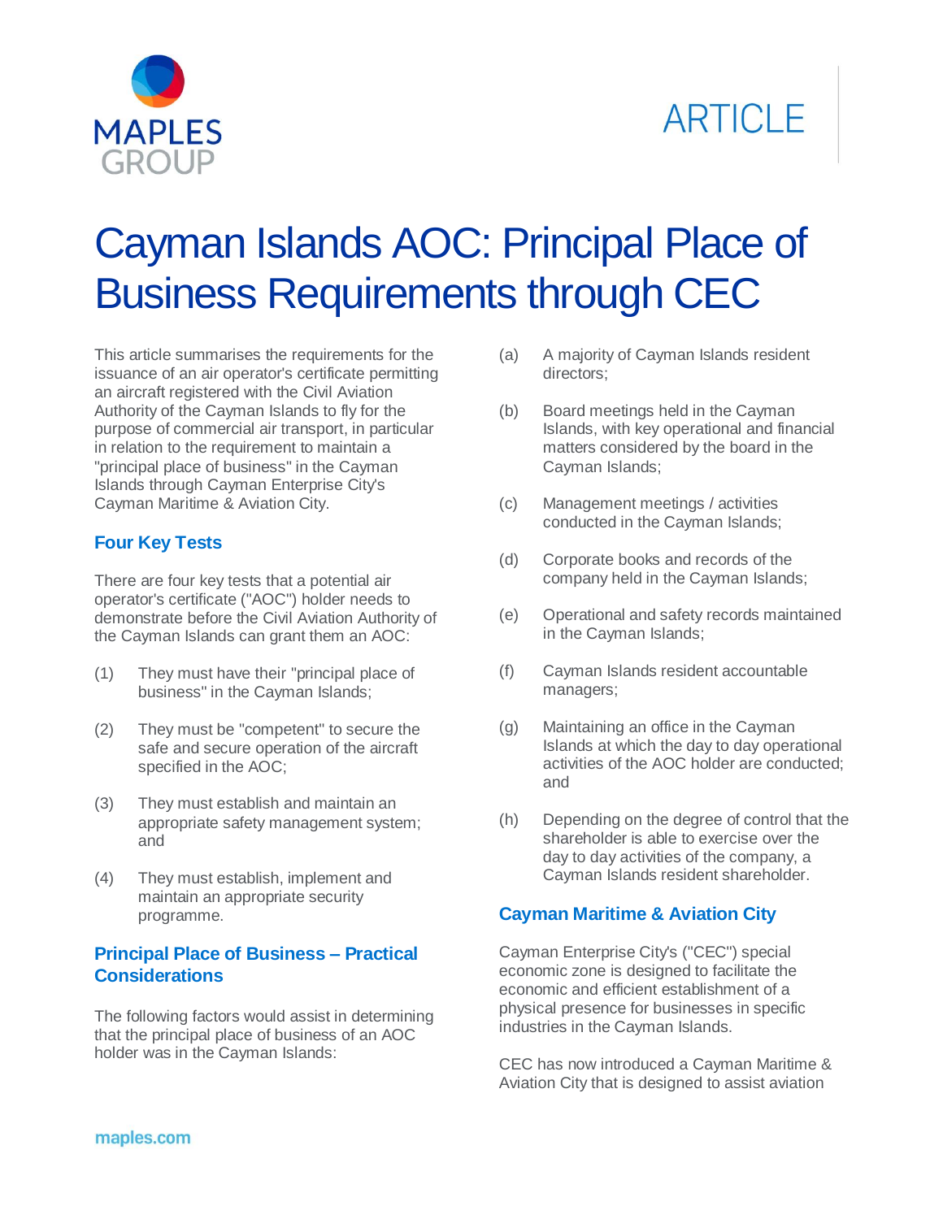# Cayman Islands AOC: Principal Place of Business Requirements through CEC

This article summarises the requirements for the issuance of an air operator's certificate permitting an aircraft registered with the Civil Aviation Authority of the Cayman Islands to fly for the purpose of commercial air transport, in particular in relation to the requirement to maintain a "principal place of business" in the Cayman Islands through Cayman Enterprise City's Cayman Maritime & Aviation City.

## Four Key Tests

There are four key tests that a potential air operator's certificate ("AOC") holder needs to demonstrate before the Civil Aviation Authority of the Cayman Islands can grant them an AOC:

(1) They must have their "principal place of business" in the Cayman Islands;

(2) They must be "competent" to secure the safe and secure operation of the aircraft specified in the AOC;

(3) They must establish and maintain an appropriate safety management system; and

(4) They must establish, implement and maintain an appropriate security programme.

## Principal Place of Business – Practical Considerations

The following factors would assist in determining that the principal place of business of an AOC holder was in the Cayman Islands:

(a) A majority of Cayman Islands resident directors;

(b) Board meetings held in the Cayman Islands, with key operational and financial matters considered by the board in the Cayman Islands;

(c) Management meetings / activities conducted in the Cayman Islands;

(d) Corporate books and records of the company held in the Cayman Islands;

(e) Operational and safety records maintained in the Cayman Islands;

(f) Cayman Islands resident accountable managers;

(g) Maintaining an office in the Cayman Islands at which the day to day operational activities of the AOC holder are conducted; and

(h) Depending on the degree of control that the shareholder is able to exercise over the day to day activities of the company, a Cayman Islands resident shareholder.

## Cayman Maritime & Aviation City

Cayman Enterprise City's ("CEC") special economic zone is designed to facilitate the economic and efficient establishment of a physical presence for businesses in specific industries in the Cayman Islands.

CEC has now introduced a Cayman Maritime & Aviation City that is designed to assist aviation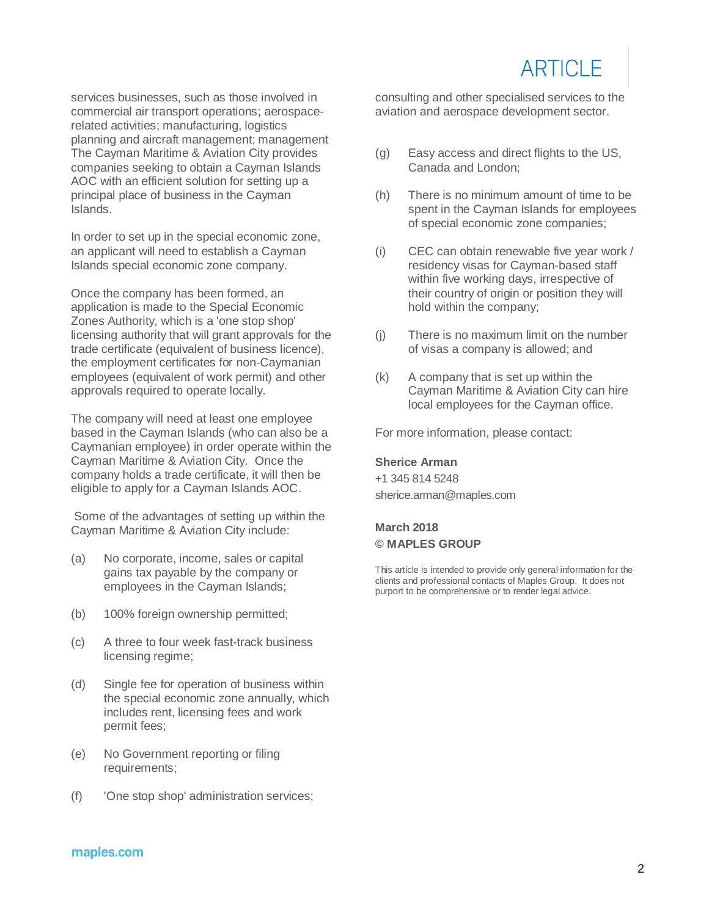services businesses, such as those involved in commercial air transport operations; aerospace-related activities; manufacturing, logistics planning and aircraft management; management The Cayman Maritime & Aviation City provides companies seeking to obtain a Cayman Islands AOC with an efficient solution for setting up a principal place of business in the Cayman Islands.

In order to set up in the special economic zone, an applicant will need to establish a Cayman Islands special economic zone company.

Once the company has been formed, an application is made to the Special Economic Zones Authority, which is a 'one stop shop' licensing authority that will grant approvals for the trade certificate (equivalent of business licence), the employment certificates for non-Caymanian employees (equivalent of work permit) and other approvals required to operate locally.

The company will need at least one employee based in the Cayman Islands (who can also be a Caymanian employee) in order operate within the Cayman Maritime & Aviation City. Once the company holds a trade certificate, it will then be eligible to apply for a Cayman Islands AOC.

Some of the advantages of setting up within the Cayman Maritime & Aviation City include:

(a) No corporate, income, sales or capital gains tax payable by the company or employees in the Cayman Islands;

(b) 100% foreign ownership permitted;

(c) A three to four week fast-track business licensing regime;

(d) Single fee for operation of business within the special economic zone annually, which includes rent, licensing fees and work permit fees;

(e) No Government reporting or filing requirements;

(f) 'One stop shop' administration services; consulting and other specialised services to the aviation and aerospace development sector.

(g) Easy access and direct flights to the US, Canada and London;

(h) There is no minimum amount of time to be spent in the Cayman Islands for employees of special economic zone companies;

(i) CEC can obtain renewable five year work / residency visas for Cayman-based staff within five working days, irrespective of their country of origin or position they will hold within the company;

(j) There is no maximum limit on the number of visas a company is allowed; and

(k) A company that is set up within the Cayman Maritime & Aviation City can hire local employees for the Cayman office.

For more information, please contact:

**Sherice Arman**
+1 345 814 5248
sherice.arman@maples.com

**March 2018**
**© MAPLES GROUP**

This article is intended to provide only general information for the clients and professional contacts of Maples Group. It does not purport to be comprehensive or to render legal advice.